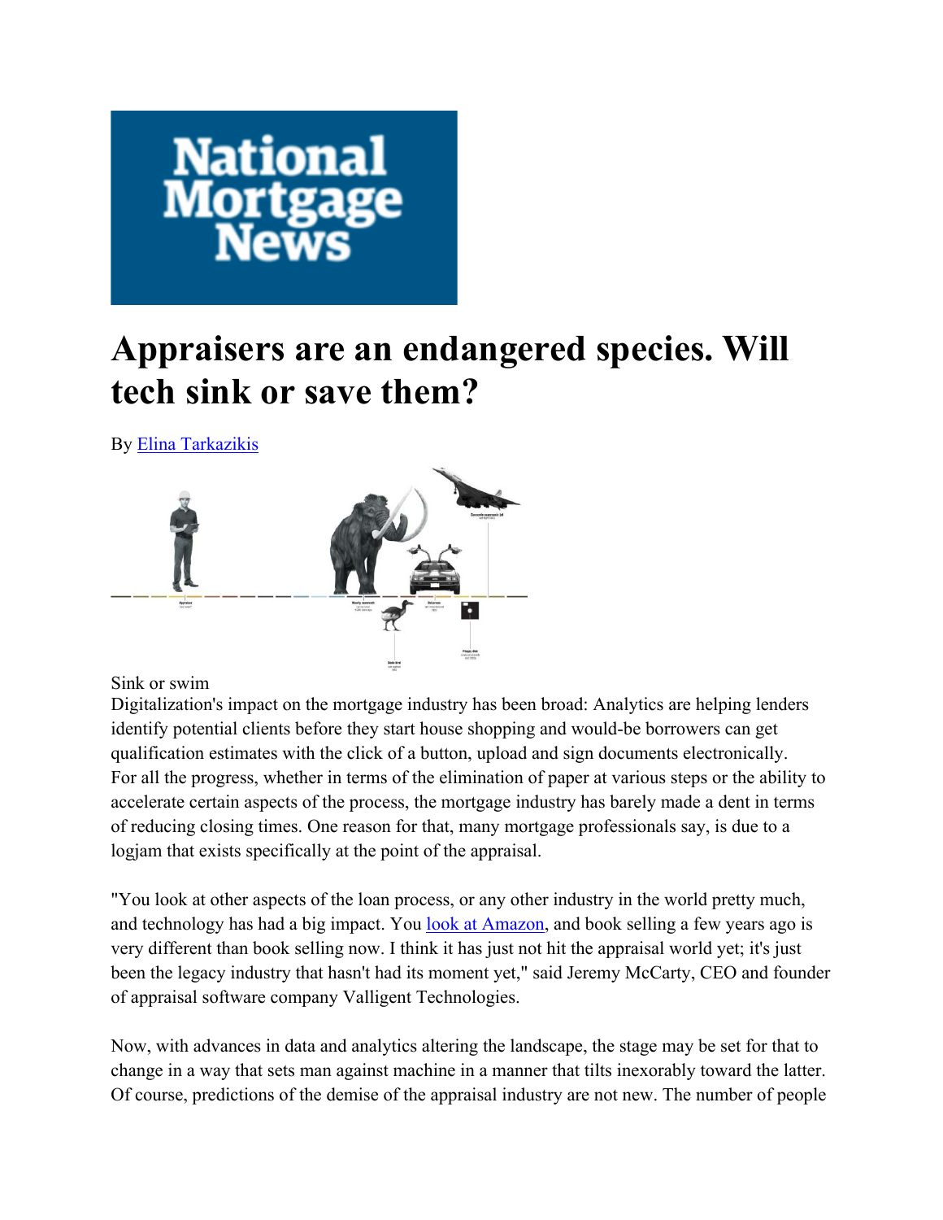# Appraisers are an endangered species. Will tech sink or save them?

By Elina Tarkazikis

Sink or swim

Digitalization's impact on the mortgage industry has been broad: Analytics are helping lenders identify potential clients before they start house shopping and would-be borrowers can get qualification estimates with the click of a button, upload and sign documents electronically. For all the progress, whether in terms of the elimination of paper at various steps or the ability to accelerate certain aspects of the process, the mortgage industry has barely made a dent in terms of reducing closing times. One reason for that, many mortgage professionals say, is due to a logjam that exists specifically at the point of the appraisal.

"You look at other aspects of the loan process, or any other industry in the world pretty much, and technology has had a big impact. You look at Amazon, and book selling a few years ago is very different than book selling now. I think it has just not hit the appraisal world yet; it's just been the legacy industry that hasn't had its moment yet," said Jeremy McCarty, CEO and founder of appraisal software company Valligent Technologies.

Now, with advances in data and analytics altering the landscape, the stage may be set for that to change in a way that sets man against machine in a manner that tilts inexorably toward the latter. Of course, predictions of the demise of the appraisal industry are not new. The number of people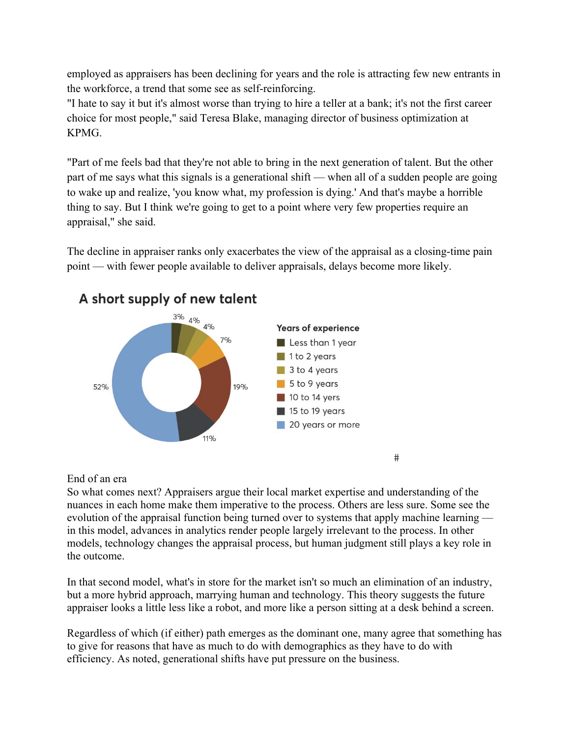employed as appraisers has been declining for years and the role is attracting few new entrants in the workforce, a trend that some see as self-reinforcing.

"I hate to say it but it's almost worse than trying to hire a teller at a bank; it's not the first career choice for most people," said Teresa Blake, managing director of business optimization at KPMG.

"Part of me feels bad that they're not able to bring in the next generation of talent. But the other part of me says what this signals is a generational shift — when all of a sudden people are going to wake up and realize, 'you know what, my profession is dying.' And that's maybe a horrible thing to say. But I think we're going to get to a point where very few properties require an appraisal," she said.

The decline in appraiser ranks only exacerbates the view of the appraisal as a closing-time pain point — with fewer people available to deliver appraisals, delays become more likely.

## A short supply of new talent

| Years of experience | Share |
|---|---|
| Less than 1 year | 3% |
| 1 to 2 years | 4% |
| 3 to 4 years | 4% |
| 5 to 9 years | 7% |
| 10 to 14 yers | 19% |
| 15 to 19 years | 11% |
| 20 years or more | 52% |

#

End of an era

So what comes next? Appraisers argue their local market expertise and understanding of the nuances in each home make them imperative to the process. Others are less sure. Some see the evolution of the appraisal function being turned over to systems that apply machine learning — in this model, advances in analytics render people largely irrelevant to the process. In other models, technology changes the appraisal process, but human judgment still plays a key role in the outcome.

In that second model, what's in store for the market isn't so much an elimination of an industry, but a more hybrid approach, marrying human and technology. This theory suggests the future appraiser looks a little less like a robot, and more like a person sitting at a desk behind a screen.

Regardless of which (if either) path emerges as the dominant one, many agree that something has to give for reasons that have as much to do with demographics as they have to do with efficiency. As noted, generational shifts have put pressure on the business.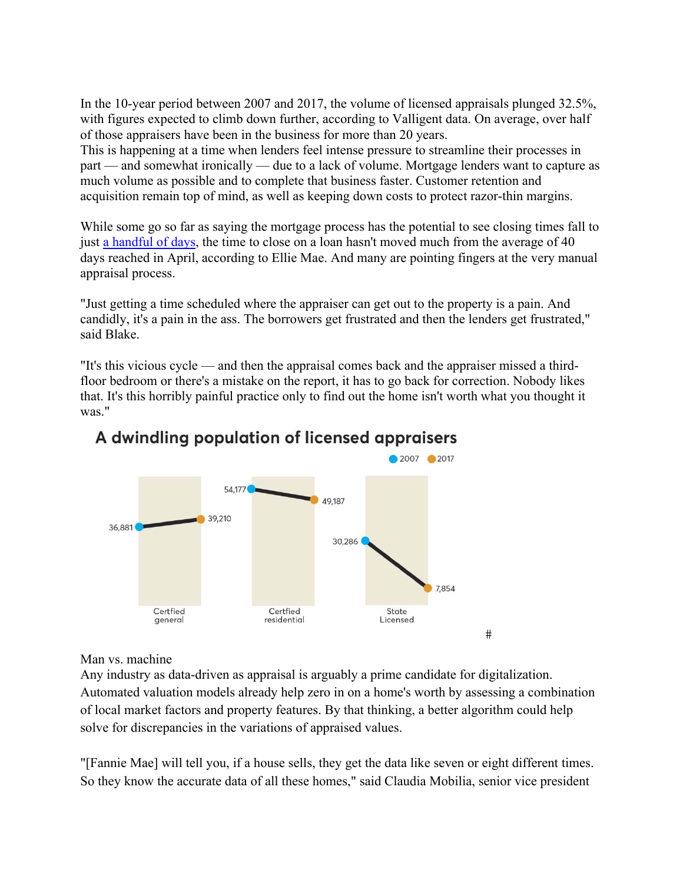In the 10-year period between 2007 and 2017, the volume of licensed appraisals plunged 32.5%, with figures expected to climb down further, according to Valligent data. On average, over half of those appraisers have been in the business for more than 20 years.
This is happening at a time when lenders feel intense pressure to streamline their processes in part — and somewhat ironically — due to a lack of volume. Mortgage lenders want to capture as much volume as possible and to complete that business faster. Customer retention and acquisition remain top of mind, as well as keeping down costs to protect razor-thin margins.

While some go so far as saying the mortgage process has the potential to see closing times fall to just [a handful of days](), the time to close on a loan hasn't moved much from the average of 40 days reached in April, according to Ellie Mae. And many are pointing fingers at the very manual appraisal process.

"Just getting a time scheduled where the appraiser can get out to the property is a pain. And candidly, it's a pain in the ass. The borrowers get frustrated and then the lenders get frustrated," said Blake.

"It's this vicious cycle — and then the appraisal comes back and the appraiser missed a third-floor bedroom or there's a mistake on the report, it has to go back for correction. Nobody likes that. It's this horribly painful practice only to find out the home isn't worth what you thought it was."

**A dwindling population of licensed appraisers**

| | 2007 | 2017 |
|---|---|---|
| Certfied general | 36,881 | 39,210 |
| Certfied residential | 54,177 | 49,187 |
| State Licensed | 30,286 | 7,854 |

#

## Man vs. machine

Any industry as data-driven as appraisal is arguably a prime candidate for digitalization. Automated valuation models already help zero in on a home's worth by assessing a combination of local market factors and property features. By that thinking, a better algorithm could help solve for discrepancies in the variations of appraised values.

"[Fannie Mae] will tell you, if a house sells, they get the data like seven or eight different times. So they know the accurate data of all these homes," said Claudia Mobilia, senior vice president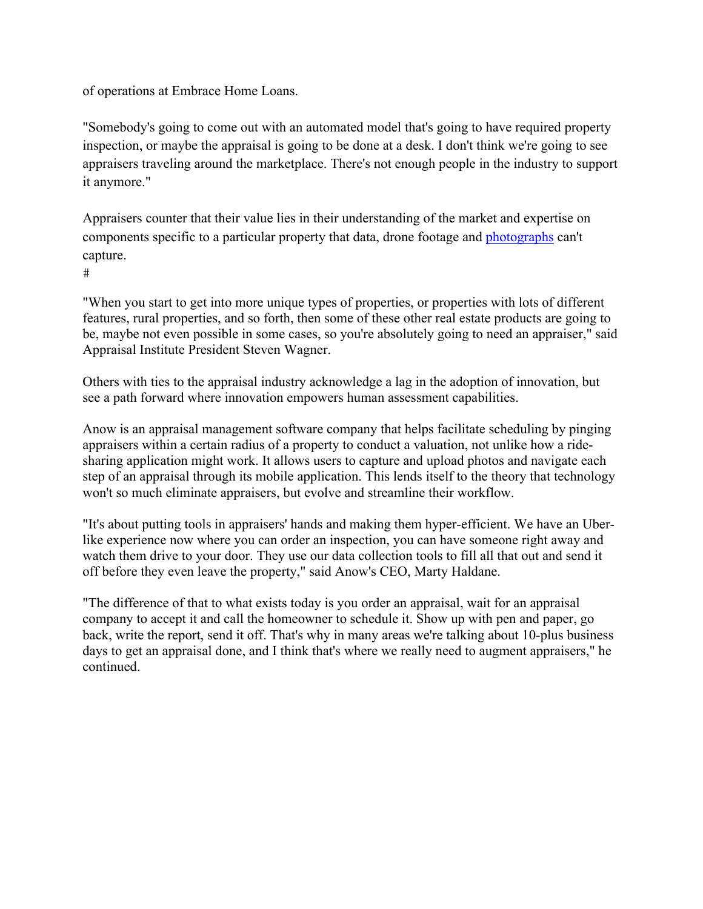of operations at Embrace Home Loans.

"Somebody's going to come out with an automated model that's going to have required property inspection, or maybe the appraisal is going to be done at a desk. I don't think we're going to see appraisers traveling around the marketplace. There's not enough people in the industry to support it anymore."

Appraisers counter that their value lies in their understanding of the market and expertise on components specific to a particular property that data, drone footage and photographs can't capture.

#

"When you start to get into more unique types of properties, or properties with lots of different features, rural properties, and so forth, then some of these other real estate products are going to be, maybe not even possible in some cases, so you're absolutely going to need an appraiser," said Appraisal Institute President Steven Wagner.

Others with ties to the appraisal industry acknowledge a lag in the adoption of innovation, but see a path forward where innovation empowers human assessment capabilities.

Anow is an appraisal management software company that helps facilitate scheduling by pinging appraisers within a certain radius of a property to conduct a valuation, not unlike how a ride-sharing application might work. It allows users to capture and upload photos and navigate each step of an appraisal through its mobile application. This lends itself to the theory that technology won't so much eliminate appraisers, but evolve and streamline their workflow.

"It's about putting tools in appraisers' hands and making them hyper-efficient. We have an Uber-like experience now where you can order an inspection, you can have someone right away and watch them drive to your door. They use our data collection tools to fill all that out and send it off before they even leave the property," said Anow's CEO, Marty Haldane.

"The difference of that to what exists today is you order an appraisal, wait for an appraisal company to accept it and call the homeowner to schedule it. Show up with pen and paper, go back, write the report, send it off. That's why in many areas we're talking about 10-plus business days to get an appraisal done, and I think that's where we really need to augment appraisers," he continued.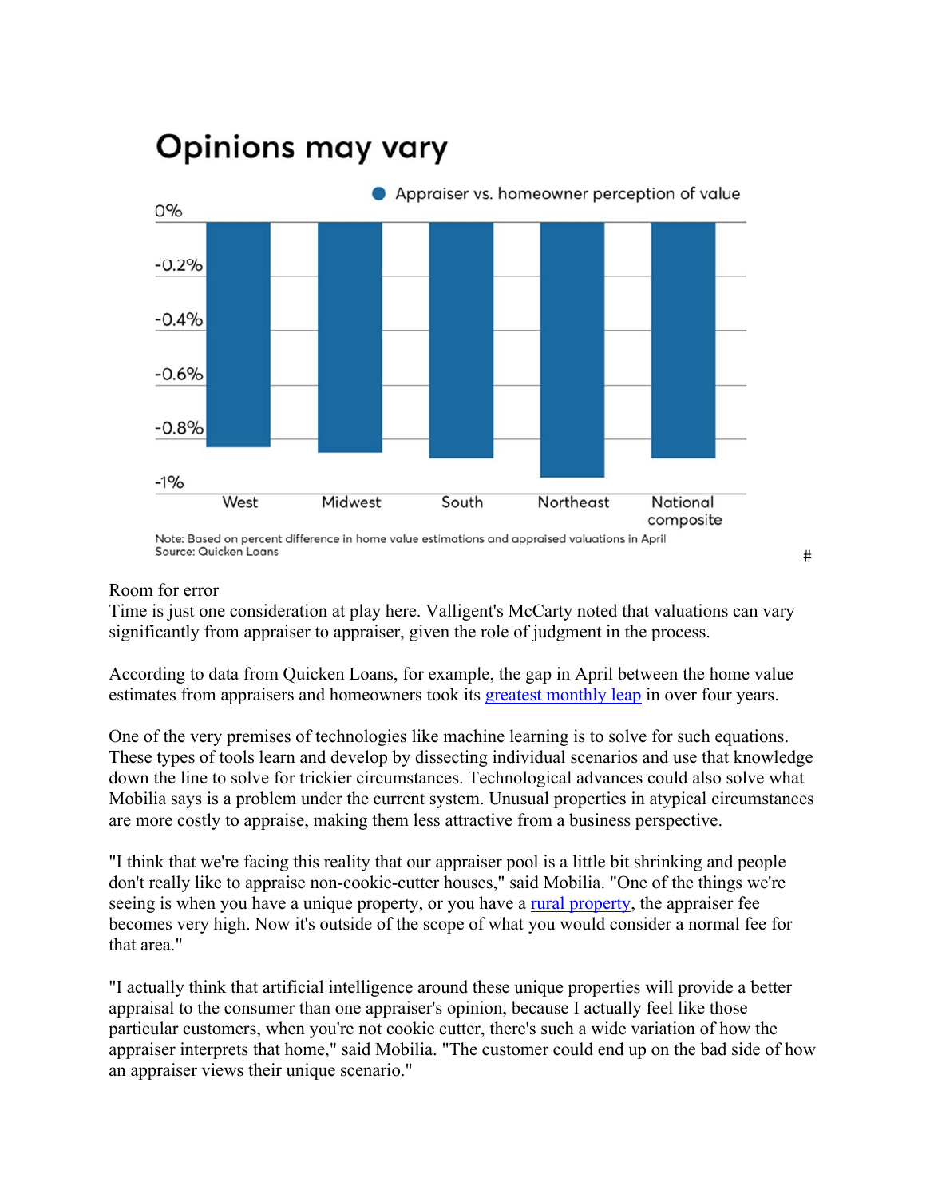## Opinions may vary

● Appraiser vs. homeowner perception of value

0%
-0.2%
-0.4%
-0.6%
-0.8%
-1%

West Midwest South Northeast National composite

Note: Based on percent difference in home value estimations and appraised valuations in April
Source: Quicken Loans

#

Room for error
Time is just one consideration at play here. Valligent's McCarty noted that valuations can vary significantly from appraiser to appraiser, given the role of judgment in the process.

According to data from Quicken Loans, for example, the gap in April between the home value estimates from appraisers and homeowners took its greatest monthly leap in over four years.

One of the very premises of technologies like machine learning is to solve for such equations. These types of tools learn and develop by dissecting individual scenarios and use that knowledge down the line to solve for trickier circumstances. Technological advances could also solve what Mobilia says is a problem under the current system. Unusual properties in atypical circumstances are more costly to appraise, making them less attractive from a business perspective.

"I think that we're facing this reality that our appraiser pool is a little bit shrinking and people don't really like to appraise non-cookie-cutter houses," said Mobilia. "One of the things we're seeing is when you have a unique property, or you have a rural property, the appraiser fee becomes very high. Now it's outside of the scope of what you would consider a normal fee for that area."

"I actually think that artificial intelligence around these unique properties will provide a better appraisal to the consumer than one appraiser's opinion, because I actually feel like those particular customers, when you're not cookie cutter, there's such a wide variation of how the appraiser interprets that home," said Mobilia. "The customer could end up on the bad side of how an appraiser views their unique scenario."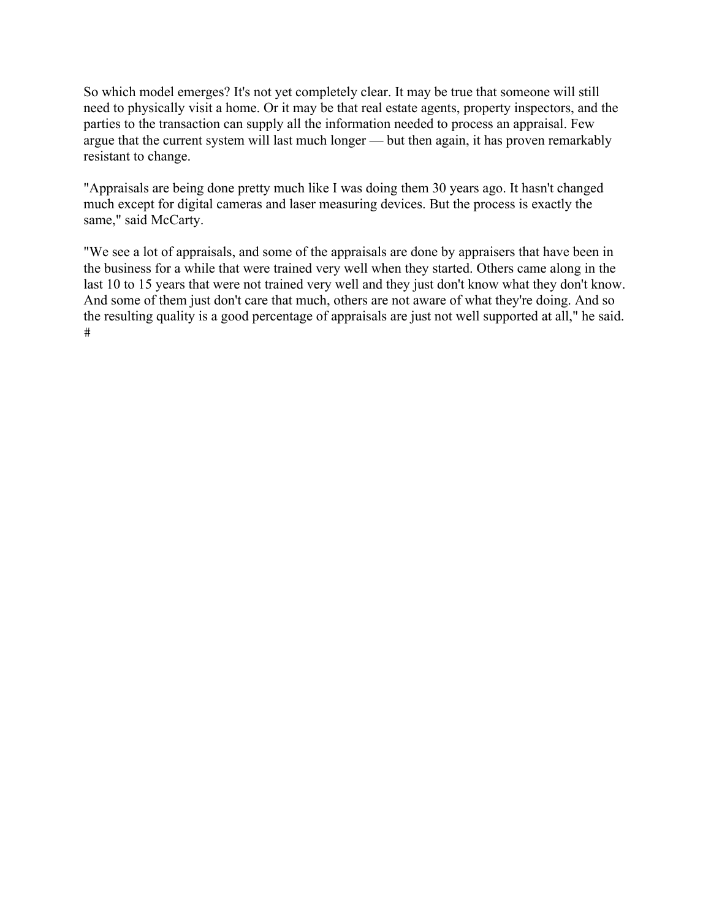So which model emerges? It's not yet completely clear. It may be true that someone will still need to physically visit a home. Or it may be that real estate agents, property inspectors, and the parties to the transaction can supply all the information needed to process an appraisal. Few argue that the current system will last much longer — but then again, it has proven remarkably resistant to change.

"Appraisals are being done pretty much like I was doing them 30 years ago. It hasn't changed much except for digital cameras and laser measuring devices. But the process is exactly the same," said McCarty.

"We see a lot of appraisals, and some of the appraisals are done by appraisers that have been in the business for a while that were trained very well when they started. Others came along in the last 10 to 15 years that were not trained very well and they just don't know what they don't know. And some of them just don't care that much, others are not aware of what they're doing. And so the resulting quality is a good percentage of appraisals are just not well supported at all," he said.
#